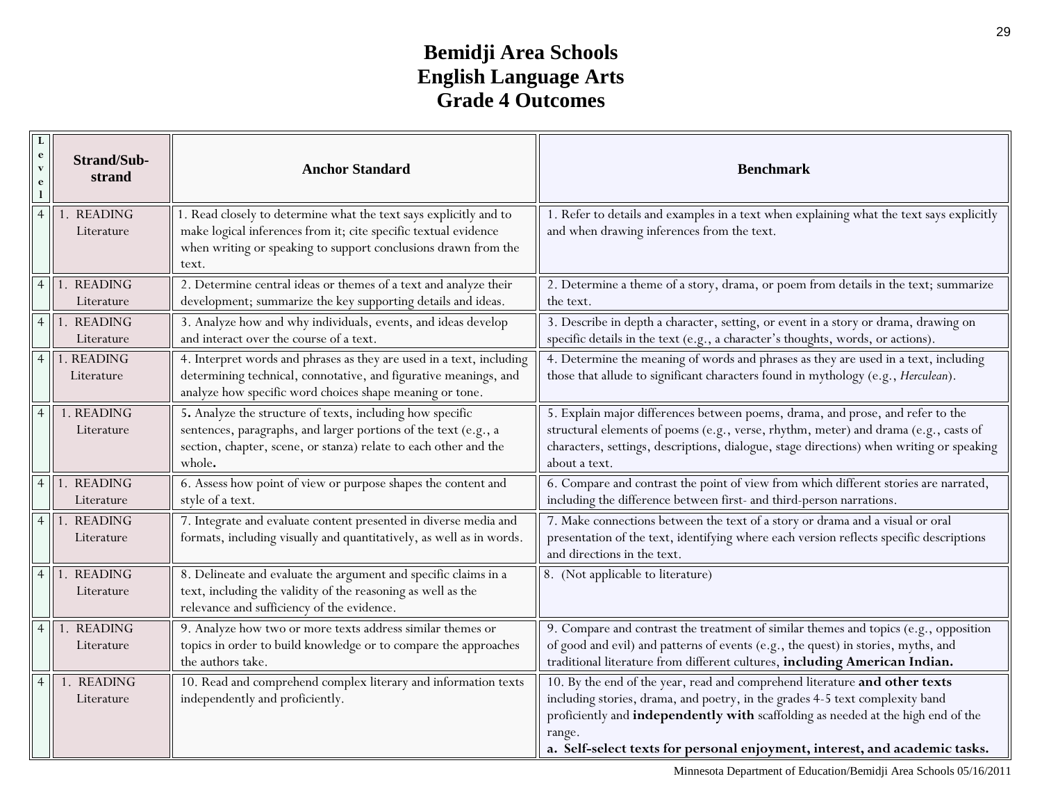# Bemidji Area Schools
# English Language Arts
# Grade 4 Outcomes

| Level | Strand/Sub-strand | Anchor Standard | Benchmark |
|---|---|---|---|
| 4 | 1. READING Literature | 1. Read closely to determine what the text says explicitly and to make logical inferences from it; cite specific textual evidence when writing or speaking to support conclusions drawn from the text. | 1. Refer to details and examples in a text when explaining what the text says explicitly and when drawing inferences from the text. |
| 4 | 1. READING Literature | 2. Determine central ideas or themes of a text and analyze their development; summarize the key supporting details and ideas. | 2. Determine a theme of a story, drama, or poem from details in the text; summarize the text. |
| 4 | 1. READING Literature | 3. Analyze how and why individuals, events, and ideas develop and interact over the course of a text. | 3. Describe in depth a character, setting, or event in a story or drama, drawing on specific details in the text (e.g., a character's thoughts, words, or actions). |
| 4 | 1. READING Literature | 4. Interpret words and phrases as they are used in a text, including determining technical, connotative, and figurative meanings, and analyze how specific word choices shape meaning or tone. | 4. Determine the meaning of words and phrases as they are used in a text, including those that allude to significant characters found in mythology (e.g., *Herculean*). |
| 4 | 1. READING Literature | 5. Analyze the structure of texts, including how specific sentences, paragraphs, and larger portions of the text (e.g., a section, chapter, scene, or stanza) relate to each other and the whole. | 5. Explain major differences between poems, drama, and prose, and refer to the structural elements of poems (e.g., verse, rhythm, meter) and drama (e.g., casts of characters, settings, descriptions, dialogue, stage directions) when writing or speaking about a text. |
| 4 | 1. READING Literature | 6. Assess how point of view or purpose shapes the content and style of a text. | 6. Compare and contrast the point of view from which different stories are narrated, including the difference between first- and third-person narrations. |
| 4 | 1. READING Literature | 7. Integrate and evaluate content presented in diverse media and formats, including visually and quantitatively, as well as in words. | 7. Make connections between the text of a story or drama and a visual or oral presentation of the text, identifying where each version reflects specific descriptions and directions in the text. |
| 4 | 1. READING Literature | 8. Delineate and evaluate the argument and specific claims in a text, including the validity of the reasoning as well as the relevance and sufficiency of the evidence. | 8. (Not applicable to literature) |
| 4 | 1. READING Literature | 9. Analyze how two or more texts address similar themes or topics in order to build knowledge or to compare the approaches the authors take. | 9. Compare and contrast the treatment of similar themes and topics (e.g., opposition of good and evil) and patterns of events (e.g., the quest) in stories, myths, and traditional literature from different cultures, **including American Indian.** |
| 4 | 1. READING Literature | 10. Read and comprehend complex literary and information texts independently and proficiently. | 10. By the end of the year, read and comprehend literature **and other texts** including stories, drama, and poetry, in the grades 4-5 text complexity band proficiently and **independently with** scaffolding as needed at the high end of the range.<br>**a. Self-select texts for personal enjoyment, interest, and academic tasks.** |

Minnesota Department of Education/Bemidji Area Schools 05/16/2011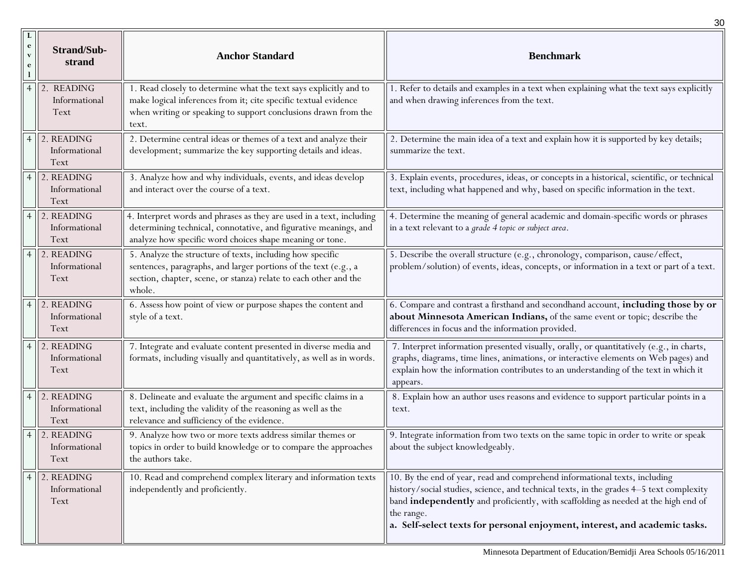| Level | Strand/Sub-strand | Anchor Standard | Benchmark |
|---|---|---|---|
| 4 | 2. READING Informational Text | 1. Read closely to determine what the text says explicitly and to make logical inferences from it; cite specific textual evidence when writing or speaking to support conclusions drawn from the text. | 1. Refer to details and examples in a text when explaining what the text says explicitly and when drawing inferences from the text. |
| 4 | 2. READING Informational Text | 2. Determine central ideas or themes of a text and analyze their development; summarize the key supporting details and ideas. | 2. Determine the main idea of a text and explain how it is supported by key details; summarize the text. |
| 4 | 2. READING Informational Text | 3. Analyze how and why individuals, events, and ideas develop and interact over the course of a text. | 3. Explain events, procedures, ideas, or concepts in a historical, scientific, or technical text, including what happened and why, based on specific information in the text. |
| 4 | 2. READING Informational Text | 4. Interpret words and phrases as they are used in a text, including determining technical, connotative, and figurative meanings, and analyze how specific word choices shape meaning or tone. | 4. Determine the meaning of general academic and domain-specific words or phrases in a text relevant to a *grade 4 topic or subject area*. |
| 4 | 2. READING Informational Text | 5. Analyze the structure of texts, including how specific sentences, paragraphs, and larger portions of the text (e.g., a section, chapter, scene, or stanza) relate to each other and the whole. | 5. Describe the overall structure (e.g., chronology, comparison, cause/effect, problem/solution) of events, ideas, concepts, or information in a text or part of a text. |
| 4 | 2. READING Informational Text | 6. Assess how point of view or purpose shapes the content and style of a text. | 6. Compare and contrast a firsthand and secondhand account, **including those by or about Minnesota American Indians,** of the same event or topic; describe the differences in focus and the information provided. |
| 4 | 2. READING Informational Text | 7. Integrate and evaluate content presented in diverse media and formats, including visually and quantitatively, as well as in words. | 7. Interpret information presented visually, orally, or quantitatively (e.g., in charts, graphs, diagrams, time lines, animations, or interactive elements on Web pages) and explain how the information contributes to an understanding of the text in which it appears. |
| 4 | 2. READING Informational Text | 8. Delineate and evaluate the argument and specific claims in a text, including the validity of the reasoning as well as the relevance and sufficiency of the evidence. | 8. Explain how an author uses reasons and evidence to support particular points in a text. |
| 4 | 2. READING Informational Text | 9. Analyze how two or more texts address similar themes or topics in order to build knowledge or to compare the approaches the authors take. | 9. Integrate information from two texts on the same topic in order to write or speak about the subject knowledgeably. |
| 4 | 2. READING Informational Text | 10. Read and comprehend complex literary and information texts independently and proficiently. | 10. By the end of year, read and comprehend informational texts, including history/social studies, science, and technical texts, in the grades 4–5 text complexity band **independently** and proficiently, with scaffolding as needed at the high end of the range.<br>**a. Self-select texts for personal enjoyment, interest, and academic tasks.** |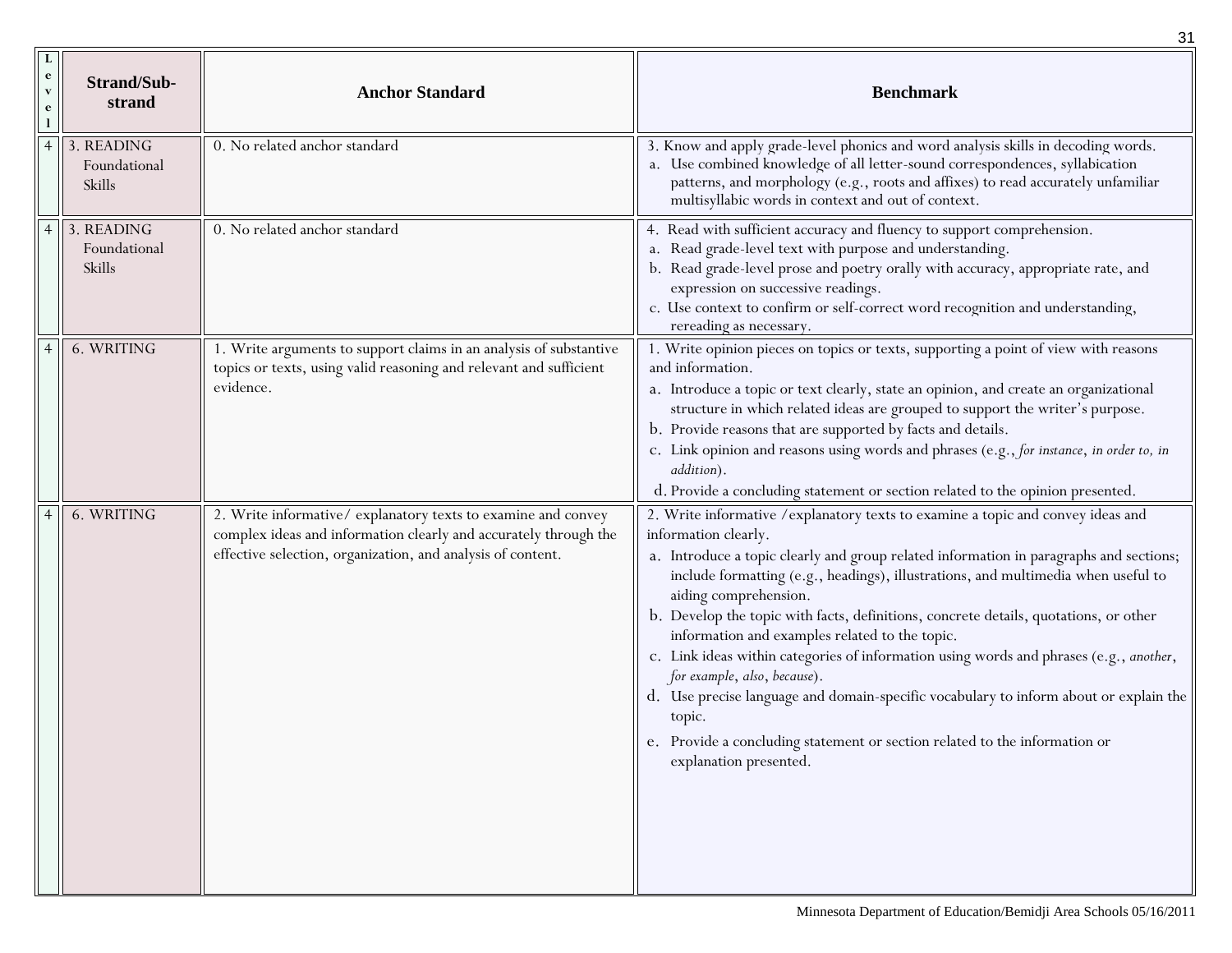| Level | Strand/Sub-strand | Anchor Standard | Benchmark |
|---|---|---|---|
| 4 | 3. READING Foundational Skills | 0. No related anchor standard | 3. Know and apply grade-level phonics and word analysis skills in decoding words.<br>a. Use combined knowledge of all letter-sound correspondences, syllabication patterns, and morphology (e.g., roots and affixes) to read accurately unfamiliar multisyllabic words in context and out of context. |
| 4 | 3. READING Foundational Skills | 0. No related anchor standard | 4. Read with sufficient accuracy and fluency to support comprehension.<br>a. Read grade-level text with purpose and understanding.<br>b. Read grade-level prose and poetry orally with accuracy, appropriate rate, and expression on successive readings.<br>c. Use context to confirm or self-correct word recognition and understanding, rereading as necessary. |
| 4 | 6. WRITING | 1. Write arguments to support claims in an analysis of substantive topics or texts, using valid reasoning and relevant and sufficient evidence. | 1. Write opinion pieces on topics or texts, supporting a point of view with reasons and information.<br>a. Introduce a topic or text clearly, state an opinion, and create an organizational structure in which related ideas are grouped to support the writer's purpose.<br>b. Provide reasons that are supported by facts and details.<br>c. Link opinion and reasons using words and phrases (e.g., *for instance*, *in order to, in addition*).<br>d. Provide a concluding statement or section related to the opinion presented. |
| 4 | 6. WRITING | 2. Write informative/ explanatory texts to examine and convey complex ideas and information clearly and accurately through the effective selection, organization, and analysis of content. | 2. Write informative /explanatory texts to examine a topic and convey ideas and information clearly.<br>a. Introduce a topic clearly and group related information in paragraphs and sections; include formatting (e.g., headings), illustrations, and multimedia when useful to aiding comprehension.<br>b. Develop the topic with facts, definitions, concrete details, quotations, or other information and examples related to the topic.<br>c. Link ideas within categories of information using words and phrases (e.g., *another*, *for example*, *also*, *because*).<br>d. Use precise language and domain-specific vocabulary to inform about or explain the topic.<br>e. Provide a concluding statement or section related to the information or explanation presented. |

Minnesota Department of Education/Bemidji Area Schools 05/16/2011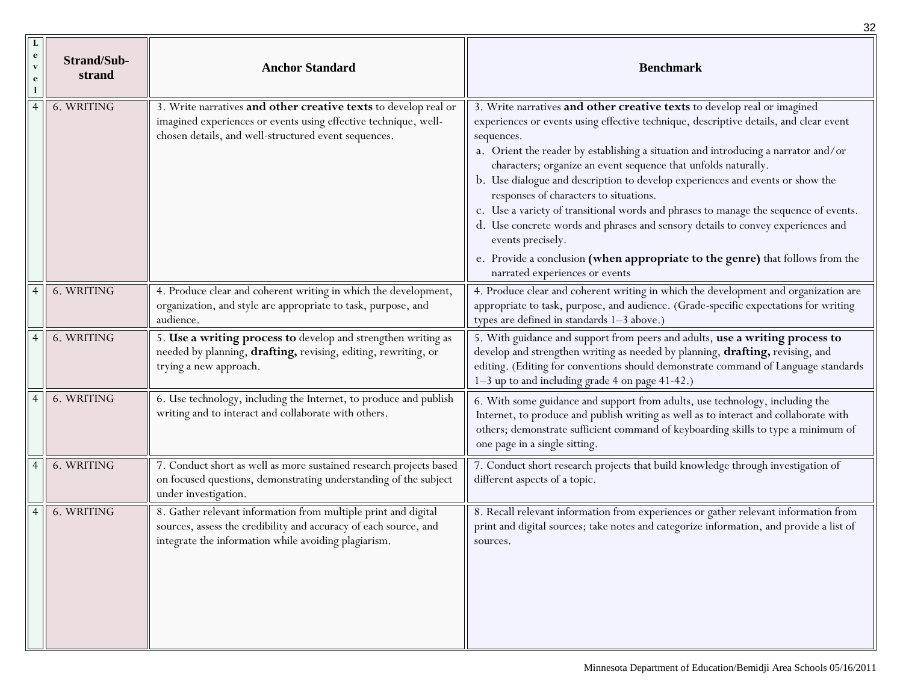| Level | Strand/Sub-strand | Anchor Standard | Benchmark |
| --- | --- | --- | --- |
| 4 | 6. WRITING | 3. Write narratives **and other creative texts** to develop real or imagined experiences or events using effective technique, well-chosen details, and well-structured event sequences. | 3. Write narratives **and other creative texts** to develop real or imagined experiences or events using effective technique, descriptive details, and clear event sequences.<br>a. Orient the reader by establishing a situation and introducing a narrator and/or characters; organize an event sequence that unfolds naturally.<br>b. Use dialogue and description to develop experiences and events or show the responses of characters to situations.<br>c. Use a variety of transitional words and phrases to manage the sequence of events.<br>d. Use concrete words and phrases and sensory details to convey experiences and events precisely.<br>e. Provide a conclusion **(when appropriate to the genre)** that follows from the narrated experiences or events |
| 4 | 6. WRITING | 4. Produce clear and coherent writing in which the development, organization, and style are appropriate to task, purpose, and audience. | 4. Produce clear and coherent writing in which the development and organization are appropriate to task, purpose, and audience. (Grade-specific expectations for writing types are defined in standards 1–3 above.) |
| 4 | 6. WRITING | 5. **Use a writing process to** develop and strengthen writing as needed by planning, **drafting,** revising, editing, rewriting, or trying a new approach. | 5. With guidance and support from peers and adults, **use a writing process to** develop and strengthen writing as needed by planning, **drafting,** revising, and editing. (Editing for conventions should demonstrate command of Language standards 1–3 up to and including grade 4 on page 41-42.) |
| 4 | 6. WRITING | 6. Use technology, including the Internet, to produce and publish writing and to interact and collaborate with others. | 6. With some guidance and support from adults, use technology, including the Internet, to produce and publish writing as well as to interact and collaborate with others; demonstrate sufficient command of keyboarding skills to type a minimum of one page in a single sitting. |
| 4 | 6. WRITING | 7. Conduct short as well as more sustained research projects based on focused questions, demonstrating understanding of the subject under investigation. | 7. Conduct short research projects that build knowledge through investigation of different aspects of a topic. |
| 4 | 6. WRITING | 8. Gather relevant information from multiple print and digital sources, assess the credibility and accuracy of each source, and integrate the information while avoiding plagiarism. | 8. Recall relevant information from experiences or gather relevant information from print and digital sources; take notes and categorize information, and provide a list of sources. |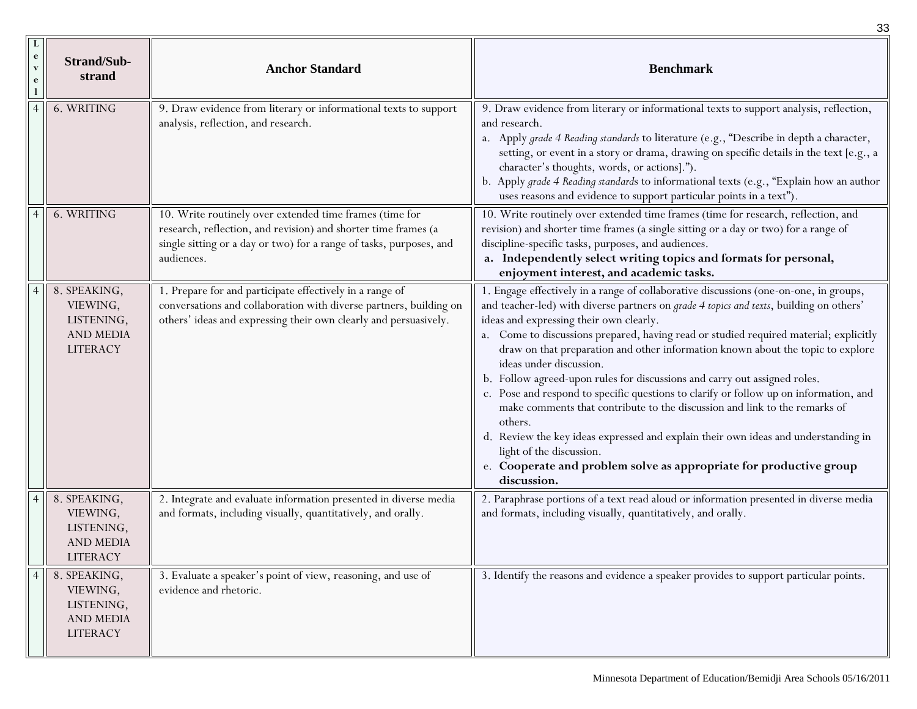| Level | Strand/Sub-strand | Anchor Standard | Benchmark |
|---|---|---|---|
| 4 | 6. WRITING | 9. Draw evidence from literary or informational texts to support analysis, reflection, and research. | 9. Draw evidence from literary or informational texts to support analysis, reflection, and research.<br>a. Apply *grade 4 Reading standards* to literature (e.g., "Describe in depth a character, setting, or event in a story or drama, drawing on specific details in the text [e.g., a character's thoughts, words, or actions].").<br>b. Apply *grade 4 Reading standards* to informational texts (e.g., "Explain how an author uses reasons and evidence to support particular points in a text"). |
| 4 | 6. WRITING | 10. Write routinely over extended time frames (time for research, reflection, and revision) and shorter time frames (a single sitting or a day or two) for a range of tasks, purposes, and audiences. | 10. Write routinely over extended time frames (time for research, reflection, and revision) and shorter time frames (a single sitting or a day or two) for a range of discipline-specific tasks, purposes, and audiences.<br>**a. Independently select writing topics and formats for personal, enjoyment interest, and academic tasks.** |
| 4 | 8. SPEAKING, VIEWING, LISTENING, AND MEDIA LITERACY | 1. Prepare for and participate effectively in a range of conversations and collaboration with diverse partners, building on others' ideas and expressing their own clearly and persuasively. | 1. Engage effectively in a range of collaborative discussions (one-on-one, in groups, and teacher-led) with diverse partners on *grade 4 topics and texts*, building on others' ideas and expressing their own clearly.<br>a. Come to discussions prepared, having read or studied required material; explicitly draw on that preparation and other information known about the topic to explore ideas under discussion.<br>b. Follow agreed-upon rules for discussions and carry out assigned roles.<br>c. Pose and respond to specific questions to clarify or follow up on information, and make comments that contribute to the discussion and link to the remarks of others.<br>d. Review the key ideas expressed and explain their own ideas and understanding in light of the discussion.<br>e. **Cooperate and problem solve as appropriate for productive group discussion.** |
| 4 | 8. SPEAKING, VIEWING, LISTENING, AND MEDIA LITERACY | 2. Integrate and evaluate information presented in diverse media and formats, including visually, quantitatively, and orally. | 2. Paraphrase portions of a text read aloud or information presented in diverse media and formats, including visually, quantitatively, and orally. |
| 4 | 8. SPEAKING, VIEWING, LISTENING, AND MEDIA LITERACY | 3. Evaluate a speaker's point of view, reasoning, and use of evidence and rhetoric. | 3. Identify the reasons and evidence a speaker provides to support particular points. |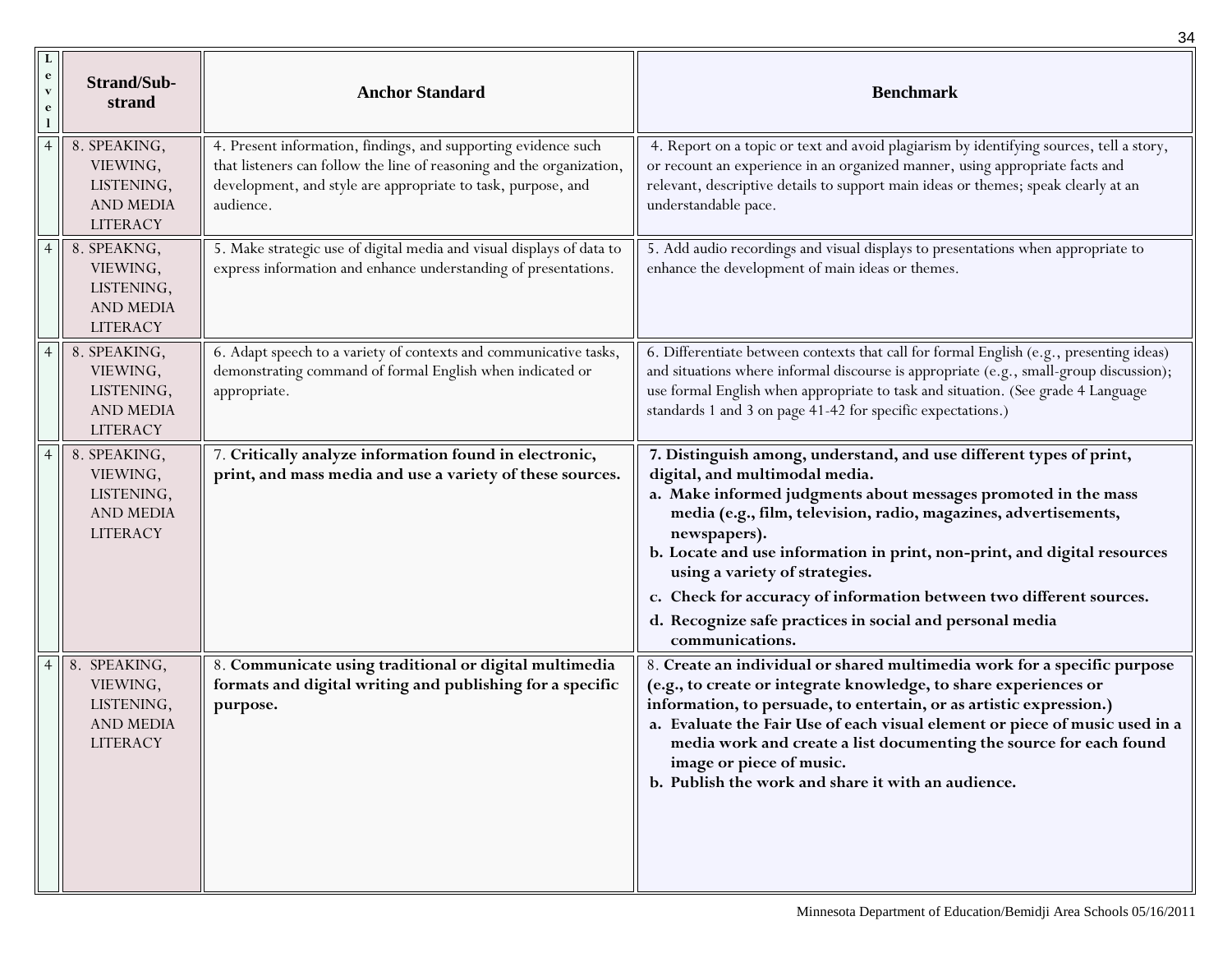| Level | Strand/Sub-strand | Anchor Standard | Benchmark |
|---|---|---|---|
| 4 | 8. SPEAKING, VIEWING, LISTENING, AND MEDIA LITERACY | 4. Present information, findings, and supporting evidence such that listeners can follow the line of reasoning and the organization, development, and style are appropriate to task, purpose, and audience. | 4. Report on a topic or text and avoid plagiarism by identifying sources, tell a story, or recount an experience in an organized manner, using appropriate facts and relevant, descriptive details to support main ideas or themes; speak clearly at an understandable pace. |
| 4 | 8. SPEAKNG, VIEWING, LISTENING, AND MEDIA LITERACY | 5. Make strategic use of digital media and visual displays of data to express information and enhance understanding of presentations. | 5. Add audio recordings and visual displays to presentations when appropriate to enhance the development of main ideas or themes. |
| 4 | 8. SPEAKING, VIEWING, LISTENING, AND MEDIA LITERACY | 6. Adapt speech to a variety of contexts and communicative tasks, demonstrating command of formal English when indicated or appropriate. | 6. Differentiate between contexts that call for formal English (e.g., presenting ideas) and situations where informal discourse is appropriate (e.g., small-group discussion); use formal English when appropriate to task and situation. (See grade 4 Language standards 1 and 3 on page 41-42 for specific expectations.) |
| 4 | 8. SPEAKING, VIEWING, LISTENING, AND MEDIA LITERACY | 7. **Critically analyze information found in electronic, print, and mass media and use a variety of these sources.** | **7. Distinguish among, understand, and use different types of print, digital, and multimodal media.**<br>**a. Make informed judgments about messages promoted in the mass media (e.g., film, television, radio, magazines, advertisements, newspapers).**<br>**b. Locate and use information in print, non-print, and digital resources using a variety of strategies.**<br>**c. Check for accuracy of information between two different sources.**<br>**d. Recognize safe practices in social and personal media communications.** |
| 4 | 8. SPEAKING, VIEWING, LISTENING, AND MEDIA LITERACY | 8. **Communicate using traditional or digital multimedia formats and digital writing and publishing for a specific purpose.** | 8. **Create an individual or shared multimedia work for a specific purpose (e.g., to create or integrate knowledge, to share experiences or information, to persuade, to entertain, or as artistic expression.)**<br>**a. Evaluate the Fair Use of each visual element or piece of music used in a media work and create a list documenting the source for each found image or piece of music.**<br>**b. Publish the work and share it with an audience.** |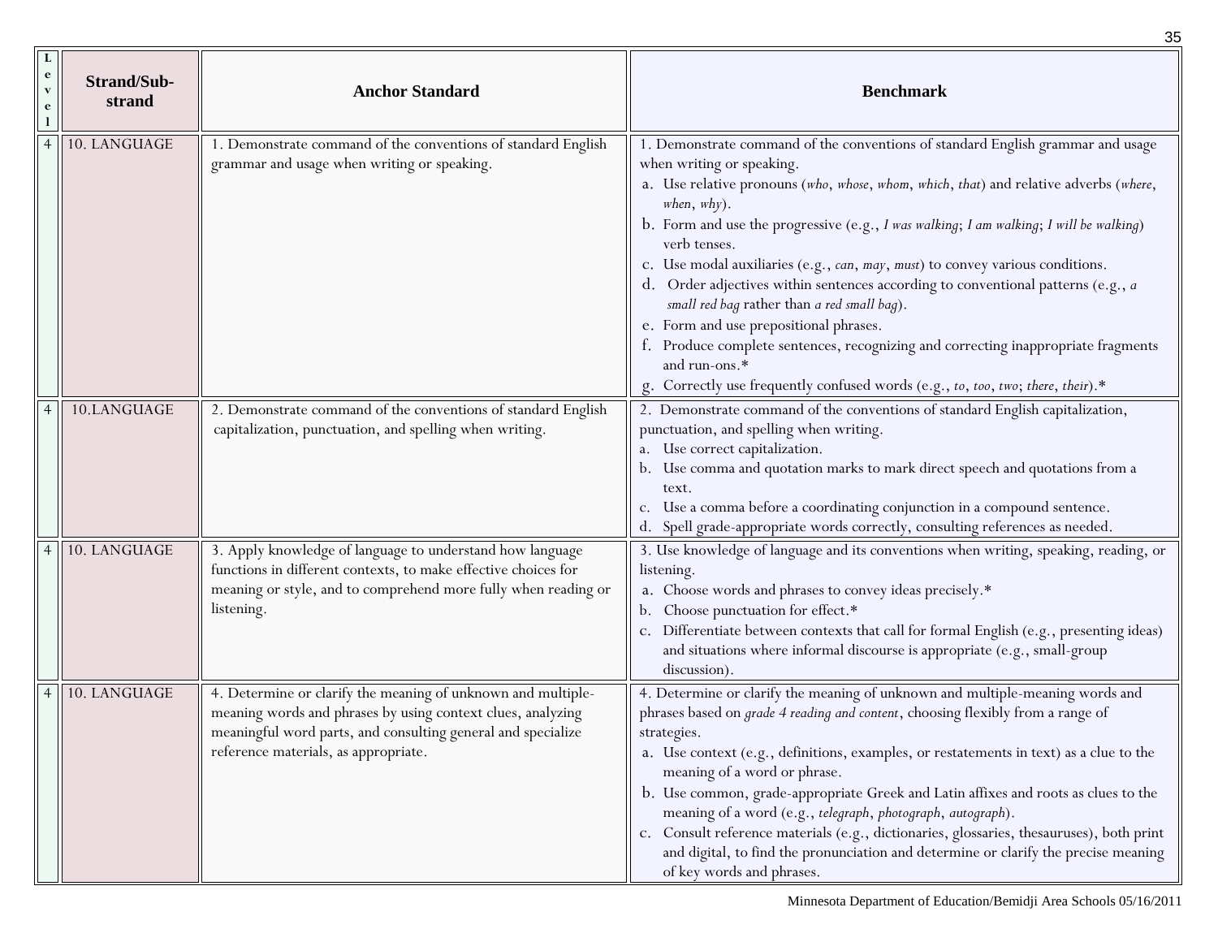| Level | Strand/Sub-strand | Anchor Standard | Benchmark |
|---|---|---|---|
| 4 | 10. LANGUAGE | 1. Demonstrate command of the conventions of standard English grammar and usage when writing or speaking. | 1. Demonstrate command of the conventions of standard English grammar and usage when writing or speaking.<br>a. Use relative pronouns (*who*, *whose*, *whom*, *which*, *that*) and relative adverbs (*where*, *when*, *why*).<br>b. Form and use the progressive (e.g., *I was walking*; *I am walking*; *I will be walking*) verb tenses.<br>c. Use modal auxiliaries (e.g., *can*, *may*, *must*) to convey various conditions.<br>d. Order adjectives within sentences according to conventional patterns (e.g., *a small red bag* rather than *a red small bag*).<br>e. Form and use prepositional phrases.<br>f. Produce complete sentences, recognizing and correcting inappropriate fragments and run-ons.*<br>g. Correctly use frequently confused words (e.g., *to*, *too*, *two*; *there*, *their*).* |
| 4 | 10.LANGUAGE | 2. Demonstrate command of the conventions of standard English capitalization, punctuation, and spelling when writing. | 2. Demonstrate command of the conventions of standard English capitalization, punctuation, and spelling when writing.<br>a. Use correct capitalization.<br>b. Use comma and quotation marks to mark direct speech and quotations from a text.<br>c. Use a comma before a coordinating conjunction in a compound sentence.<br>d. Spell grade-appropriate words correctly, consulting references as needed. |
| 4 | 10. LANGUAGE | 3. Apply knowledge of language to understand how language functions in different contexts, to make effective choices for meaning or style, and to comprehend more fully when reading or listening. | 3. Use knowledge of language and its conventions when writing, speaking, reading, or listening.<br>a. Choose words and phrases to convey ideas precisely.*<br>b. Choose punctuation for effect.*<br>c. Differentiate between contexts that call for formal English (e.g., presenting ideas) and situations where informal discourse is appropriate (e.g., small-group discussion). |
| 4 | 10. LANGUAGE | 4. Determine or clarify the meaning of unknown and multiple-meaning words and phrases by using context clues, analyzing meaningful word parts, and consulting general and specialize reference materials, as appropriate. | 4. Determine or clarify the meaning of unknown and multiple-meaning words and phrases based on *grade 4 reading and content*, choosing flexibly from a range of strategies.<br>a. Use context (e.g., definitions, examples, or restatements in text) as a clue to the meaning of a word or phrase.<br>b. Use common, grade-appropriate Greek and Latin affixes and roots as clues to the meaning of a word (e.g., *telegraph*, *photograph*, *autograph*).<br>c. Consult reference materials (e.g., dictionaries, glossaries, thesauruses), both print and digital, to find the pronunciation and determine or clarify the precise meaning of key words and phrases. |

Minnesota Department of Education/Bemidji Area Schools 05/16/2011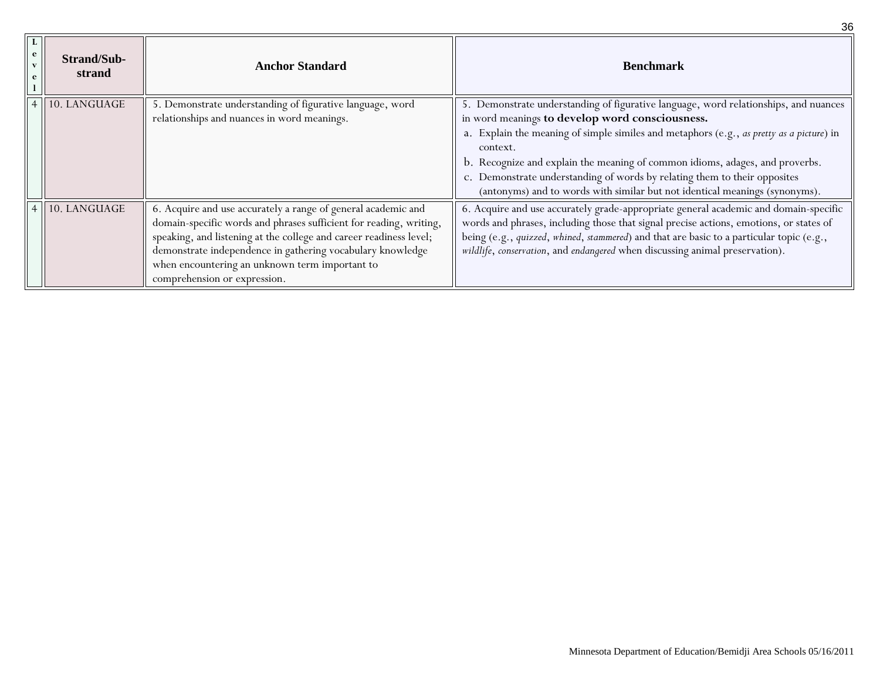| Level | Strand/Sub-strand | Anchor Standard | Benchmark |
|---|---|---|---|
| 4 | 10. LANGUAGE | 5. Demonstrate understanding of figurative language, word relationships and nuances in word meanings. | 5. Demonstrate understanding of figurative language, word relationships, and nuances in word meanings **to develop word consciousness.**<br>a. Explain the meaning of simple similes and metaphors (e.g., *as pretty as a picture*) in context.<br>b. Recognize and explain the meaning of common idioms, adages, and proverbs.<br>c. Demonstrate understanding of words by relating them to their opposites (antonyms) and to words with similar but not identical meanings (synonyms). |
| 4 | 10. LANGUAGE | 6. Acquire and use accurately a range of general academic and domain-specific words and phrases sufficient for reading, writing, speaking, and listening at the college and career readiness level; demonstrate independence in gathering vocabulary knowledge when encountering an unknown term important to comprehension or expression. | 6. Acquire and use accurately grade-appropriate general academic and domain-specific words and phrases, including those that signal precise actions, emotions, or states of being (e.g., *quizzed*, *whined*, *stammered*) and that are basic to a particular topic (e.g., *wildlife*, *conservation*, and *endangered* when discussing animal preservation). |